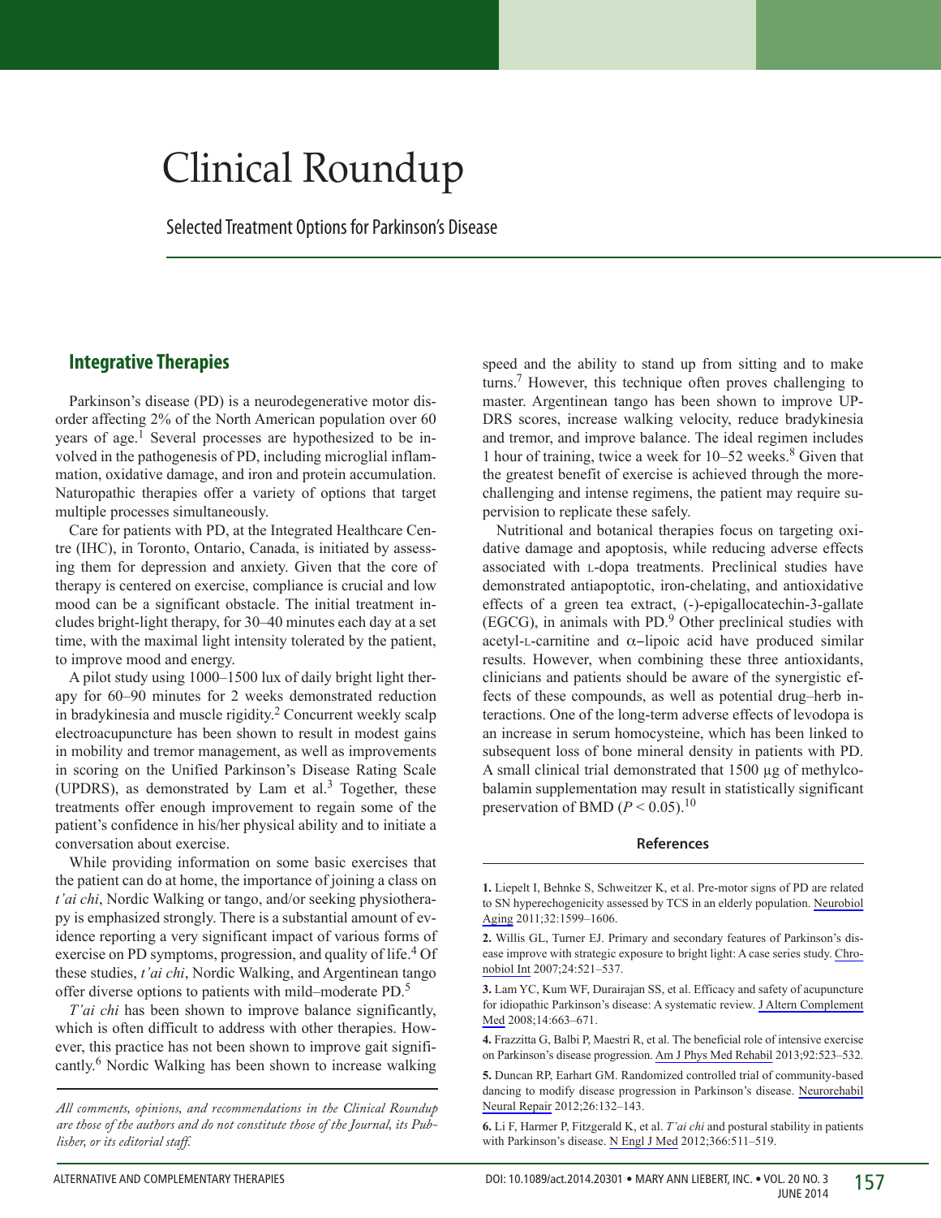# Clinical Roundup

Selected Treatment Options for Parkinson's Disease

## Integrative Therapies

Parkinson's disease (PD) is a neurodegenerative motor disorder affecting 2% of the North American population over 60 years of age.[1] Several processes are hypothesized to be involved in the pathogenesis of PD, including microglial inflammation, oxidative damage, and iron and protein accumulation. Naturopathic therapies offer a variety of options that target multiple processes simultaneously.

Care for patients with PD, at the Integrated Healthcare Centre (IHC), in Toronto, Ontario, Canada, is initiated by assessing them for depression and anxiety. Given that the core of therapy is centered on exercise, compliance is crucial and low mood can be a significant obstacle. The initial treatment includes bright-light therapy, for 30–40 minutes each day at a set time, with the maximal light intensity tolerated by the patient, to improve mood and energy.

A pilot study using 1000–1500 lux of daily bright light therapy for 60–90 minutes for 2 weeks demonstrated reduction in bradykinesia and muscle rigidity.[2] Concurrent weekly scalp electroacupuncture has been shown to result in modest gains in mobility and tremor management, as well as improvements in scoring on the Unified Parkinson's Disease Rating Scale (UPDRS), as demonstrated by Lam et al.[3] Together, these treatments offer enough improvement to regain some of the patient's confidence in his/her physical ability and to initiate a conversation about exercise.

While providing information on some basic exercises that the patient can do at home, the importance of joining a class on *t'ai chi*, Nordic Walking or tango, and/or seeking physiotherapy is emphasized strongly. There is a substantial amount of evidence reporting a very significant impact of various forms of exercise on PD symptoms, progression, and quality of life.[4] Of these studies, *t'ai chi*, Nordic Walking, and Argentinean tango offer diverse options to patients with mild–moderate PD.[5]

*T'ai chi* has been shown to improve balance significantly, which is often difficult to address with other therapies. However, this practice has not been shown to improve gait significantly.[6] Nordic Walking has been shown to increase walking speed and the ability to stand up from sitting and to make turns.[7] However, this technique often proves challenging to master. Argentinean tango has been shown to improve UPDRS scores, increase walking velocity, reduce bradykinesia and tremor, and improve balance. The ideal regimen includes 1 hour of training, twice a week for 10–52 weeks.[8] Given that the greatest benefit of exercise is achieved through the more-challenging and intense regimens, the patient may require supervision to replicate these safely.

Nutritional and botanical therapies focus on targeting oxidative damage and apoptosis, while reducing adverse effects associated with L-dopa treatments. Preclinical studies have demonstrated antiapoptotic, iron-chelating, and antioxidative effects of a green tea extract, (-)-epigallocatechin-3-gallate (EGCG), in animals with PD.[9] Other preclinical studies with acetyl-L-carnitine and $\alpha$-lipoic acid have produced similar results. However, when combining these three antioxidants, clinicians and patients should be aware of the synergistic effects of these compounds, as well as potential drug–herb interactions. One of the long-term adverse effects of levodopa is an increase in serum homocysteine, which has been linked to subsequent loss of bone mineral density in patients with PD. A small clinical trial demonstrated that 1500 µg of methylcobalamin supplementation may result in statistically significant preservation of BMD ($P < 0.05$).[10]

*All comments, opinions, and recommendations in the Clinical Roundup are those of the authors and do not constitute those of the Journal, its Publisher, or its editorial staff.*

### References

**1.** Liepelt I, Behnke S, Schweitzer K, et al. Pre-motor signs of PD are related to SN hyperechogenicity assessed by TCS in an elderly population. Neurobiol Aging 2011;32:1599–1606.

**2.** Willis GL, Turner EJ. Primary and secondary features of Parkinson's disease improve with strategic exposure to bright light: A case series study. Chronobiol Int 2007;24:521–537.

**3.** Lam YC, Kum WF, Durairajan SS, et al. Efficacy and safety of acupuncture for idiopathic Parkinson's disease: A systematic review. J Altern Complement Med 2008;14:663–671.

**4.** Frazzitta G, Balbi P, Maestri R, et al. The beneficial role of intensive exercise on Parkinson's disease progression. Am J Phys Med Rehabil 2013;92:523–532.

**5.** Duncan RP, Earhart GM. Randomized controlled trial of community-based dancing to modify disease progression in Parkinson's disease. Neurorehabil Neural Repair 2012;26:132–143.

**6.** Li F, Harmer P, Fitzgerald K, et al. *T'ai chi* and postural stability in patients with Parkinson's disease. N Engl J Med 2012;366:511–519.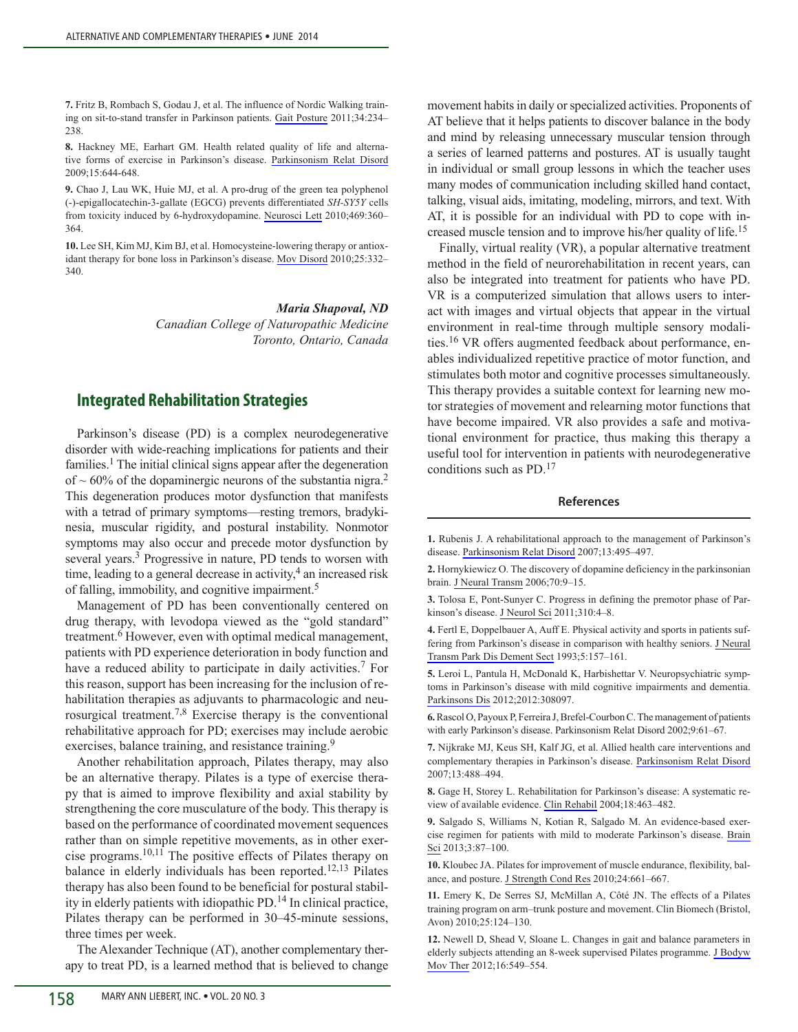**7.** Fritz B, Rombach S, Godau J, et al. The influence of Nordic Walking training on sit-to-stand transfer in Parkinson patients. Gait Posture 2011;34:234–238.

**8.** Hackney ME, Earhart GM. Health related quality of life and alternative forms of exercise in Parkinson's disease. Parkinsonism Relat Disord 2009;15:644-648.

**9.** Chao J, Lau WK, Huie MJ, et al. A pro-drug of the green tea polyphenol (-)-epigallocatechin-3-gallate (EGCG) prevents differentiated *SH-SY5Y* cells from toxicity induced by 6-hydroxydopamine. Neurosci Lett 2010;469:360–364.

**10.** Lee SH, Kim MJ, Kim BJ, et al. Homocysteine-lowering therapy or antioxidant therapy for bone loss in Parkinson's disease. Mov Disord 2010;25:332–340.

***Maria Shapoval, ND***
*Canadian College of Naturopathic Medicine*
*Toronto, Ontario, Canada*

## Integrated Rehabilitation Strategies

Parkinson's disease (PD) is a complex neurodegenerative disorder with wide-reaching implications for patients and their families.[1] The initial clinical signs appear after the degeneration of ~ 60% of the dopaminergic neurons of the substantia nigra.[2] This degeneration produces motor dysfunction that manifests with a tetrad of primary symptoms—resting tremors, bradykinesia, muscular rigidity, and postural instability. Nonmotor symptoms may also occur and precede motor dysfunction by several years.[3] Progressive in nature, PD tends to worsen with time, leading to a general decrease in activity,[4] an increased risk of falling, immobility, and cognitive impairment.[5]

Management of PD has been conventionally centered on drug therapy, with levodopa viewed as the "gold standard" treatment.[6] However, even with optimal medical management, patients with PD experience deterioration in body function and have a reduced ability to participate in daily activities.[7] For this reason, support has been increasing for the inclusion of rehabilitation therapies as adjuvants to pharmacologic and neurosurgical treatment.[7,8] Exercise therapy is the conventional rehabilitative approach for PD; exercises may include aerobic exercises, balance training, and resistance training.[9]

Another rehabilitation approach, Pilates therapy, may also be an alternative therapy. Pilates is a type of exercise therapy that is aimed to improve flexibility and axial stability by strengthening the core musculature of the body. This therapy is based on the performance of coordinated movement sequences rather than on simple repetitive movements, as in other exercise programs.[10,11] The positive effects of Pilates therapy on balance in elderly individuals has been reported.[12,13] Pilates therapy has also been found to be beneficial for postural stability in elderly patients with idiopathic PD.[14] In clinical practice, Pilates therapy can be performed in 30–45-minute sessions, three times per week.

The Alexander Technique (AT), another complementary therapy to treat PD, is a learned method that is believed to change movement habits in daily or specialized activities. Proponents of AT believe that it helps patients to discover balance in the body and mind by releasing unnecessary muscular tension through a series of learned patterns and postures. AT is usually taught in individual or small group lessons in which the teacher uses many modes of communication including skilled hand contact, talking, visual aids, imitating, modeling, mirrors, and text. With AT, it is possible for an individual with PD to cope with increased muscle tension and to improve his/her quality of life.[15]

Finally, virtual reality (VR), a popular alternative treatment method in the field of neurorehabilitation in recent years, can also be integrated into treatment for patients who have PD. VR is a computerized simulation that allows users to interact with images and virtual objects that appear in the virtual environment in real-time through multiple sensory modalities.[16] VR offers augmented feedback about performance, enables individualized repetitive practice of motor function, and stimulates both motor and cognitive processes simultaneously. This therapy provides a suitable context for learning new motor strategies of movement and relearning motor functions that have become impaired. VR also provides a safe and motivational environment for practice, thus making this therapy a useful tool for intervention in patients with neurodegenerative conditions such as PD.[17]

### References

**1.** Rubenis J. A rehabilitational approach to the management of Parkinson's disease. Parkinsonism Relat Disord 2007;13:495–497.

**2.** Hornykiewicz O. The discovery of dopamine deficiency in the parkinsonian brain. J Neural Transm 2006;70:9–15.

**3.** Tolosa E, Pont-Sunyer C. Progress in defining the premotor phase of Parkinson's disease. J Neurol Sci 2011;310:4–8.

**4.** Fertl E, Doppelbauer A, Auff E. Physical activity and sports in patients suffering from Parkinson's disease in comparison with healthy seniors. J Neural Transm Park Dis Dement Sect 1993;5:157–161.

**5.** Leroi L, Pantula H, McDonald K, Harbishettar V. Neuropsychiatric symptoms in Parkinson's disease with mild cognitive impairments and dementia. Parkinsons Dis 2012;2012:308097.

**6.** Rascol O, Payoux P, Ferreira J, Brefel-Courbon C. The management of patients with early Parkinson's disease. Parkinsonism Relat Disord 2002;9:61–67.

**7.** Nijkrake MJ, Keus SH, Kalf JG, et al. Allied health care interventions and complementary therapies in Parkinson's disease. Parkinsonism Relat Disord 2007;13:488–494.

**8.** Gage H, Storey L. Rehabilitation for Parkinson's disease: A systematic review of available evidence. Clin Rehabil 2004;18:463–482.

**9.** Salgado S, Williams N, Kotian R, Salgado M. An evidence-based exercise regimen for patients with mild to moderate Parkinson's disease. Brain Sci 2013;3:87–100.

**10.** Kloubec JA. Pilates for improvement of muscle endurance, flexibility, balance, and posture. J Strength Cond Res 2010;24:661–667.

**11.** Emery K, De Serres SJ, McMillan A, Côté JN. The effects of a Pilates training program on arm–trunk posture and movement. Clin Biomech (Bristol, Avon) 2010;25:124–130.

**12.** Newell D, Shead V, Sloane L. Changes in gait and balance parameters in elderly subjects attending an 8-week supervised Pilates programme. J Bodyw Mov Ther 2012;16:549–554.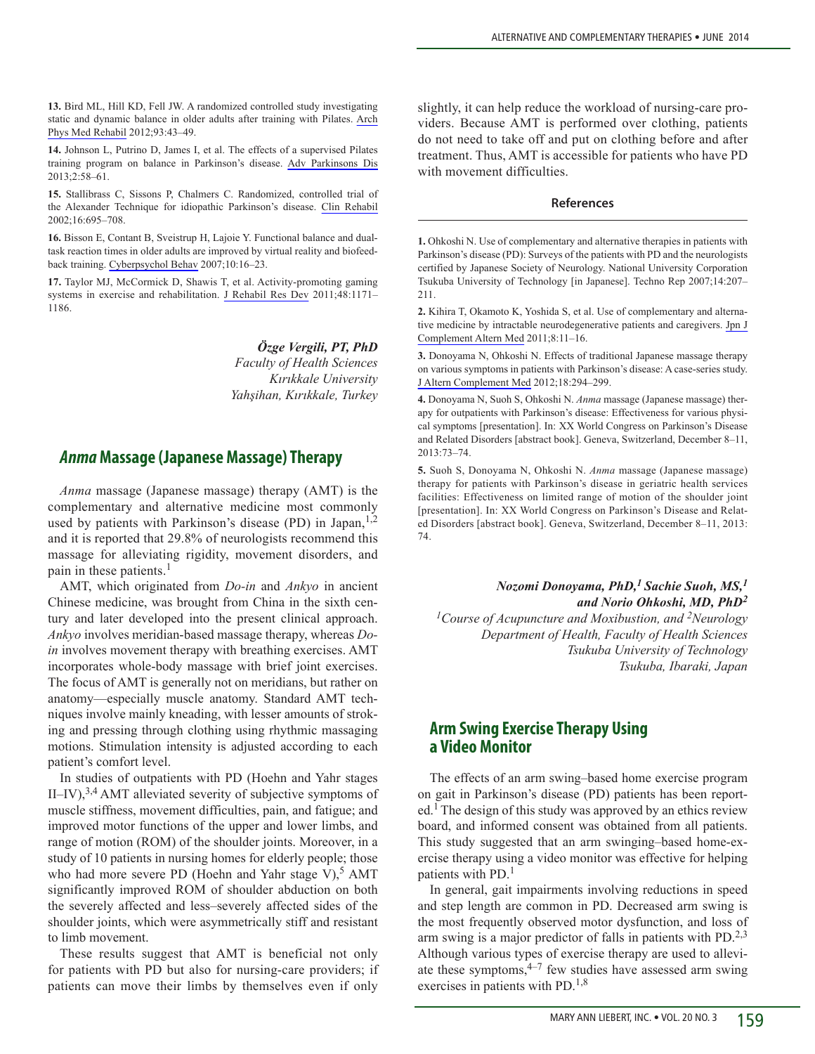**13.** Bird ML, Hill KD, Fell JW. A randomized controlled study investigating static and dynamic balance in older adults after training with Pilates. Arch Phys Med Rehabil 2012;93:43–49.

**14.** Johnson L, Putrino D, James I, et al. The effects of a supervised Pilates training program on balance in Parkinson's disease. Adv Parkinsons Dis 2013;2:58–61.

**15.** Stallibrass C, Sissons P, Chalmers C. Randomized, controlled trial of the Alexander Technique for idiopathic Parkinson's disease. Clin Rehabil 2002;16:695–708.

**16.** Bisson E, Contant B, Sveistrup H, Lajoie Y. Functional balance and dual-task reaction times in older adults are improved by virtual reality and biofeedback training. Cyberpsychol Behav 2007;10:16–23.

**17.** Taylor MJ, McCormick D, Shawis T, et al. Activity-promoting gaming systems in exercise and rehabilitation. J Rehabil Res Dev 2011;48:1171–1186.

***Özge Vergili, PT, PhD***
*Faculty of Health Sciences*
*Kırıkkale University*
*Yahşihan, Kırıkkale, Turkey*

## *Anma* Massage (Japanese Massage) Therapy

*Anma* massage (Japanese massage) therapy (AMT) is the complementary and alternative medicine most commonly used by patients with Parkinson's disease (PD) in Japan,[1,2] and it is reported that 29.8% of neurologists recommend this massage for alleviating rigidity, movement disorders, and pain in these patients.[1]

AMT, which originated from *Do-in* and *Ankyo* in ancient Chinese medicine, was brought from China in the sixth century and later developed into the present clinical approach. *Ankyo* involves meridian-based massage therapy, whereas *Do-in* involves movement therapy with breathing exercises. AMT incorporates whole-body massage with brief joint exercises. The focus of AMT is generally not on meridians, but rather on anatomy—especially muscle anatomy. Standard AMT techniques involve mainly kneading, with lesser amounts of stroking and pressing through clothing using rhythmic massaging motions. Stimulation intensity is adjusted according to each patient's comfort level.

In studies of outpatients with PD (Hoehn and Yahr stages II–IV),[3,4] AMT alleviated severity of subjective symptoms of muscle stiffness, movement difficulties, pain, and fatigue; and improved motor functions of the upper and lower limbs, and range of motion (ROM) of the shoulder joints. Moreover, in a study of 10 patients in nursing homes for elderly people; those who had more severe PD (Hoehn and Yahr stage V),[5] AMT significantly improved ROM of shoulder abduction on both the severely affected and less–severely affected sides of the shoulder joints, which were asymmetrically stiff and resistant to limb movement.

These results suggest that AMT is beneficial not only for patients with PD but also for nursing-care providers; if patients can move their limbs by themselves even if only slightly, it can help reduce the workload of nursing-care providers. Because AMT is performed over clothing, patients do not need to take off and put on clothing before and after treatment. Thus, AMT is accessible for patients who have PD with movement difficulties.

### References

**1.** Ohkoshi N. Use of complementary and alternative therapies in patients with Parkinson's disease (PD): Surveys of the patients with PD and the neurologists certified by Japanese Society of Neurology. National University Corporation Tsukuba University of Technology [in Japanese]. Techno Rep 2007;14:207–211.

**2.** Kihira T, Okamoto K, Yoshida S, et al. Use of complementary and alternative medicine by intractable neurodegenerative patients and caregivers. Jpn J Complement Altern Med 2011;8:11–16.

**3.** Donoyama N, Ohkoshi N. Effects of traditional Japanese massage therapy on various symptoms in patients with Parkinson's disease: A case-series study. J Altern Complement Med 2012;18:294–299.

**4.** Donoyama N, Suoh S, Ohkoshi N. *Anma* massage (Japanese massage) therapy for outpatients with Parkinson's disease: Effectiveness for various physical symptoms [presentation]. In: XX World Congress on Parkinson's Disease and Related Disorders [abstract book]. Geneva, Switzerland, December 8–11, 2013:73–74.

**5.** Suoh S, Donoyama N, Ohkoshi N. *Anma* massage (Japanese massage) therapy for patients with Parkinson's disease in geriatric health services facilities: Effectiveness on limited range of motion of the shoulder joint [presentation]. In: XX World Congress on Parkinson's Disease and Related Disorders [abstract book]. Geneva, Switzerland, December 8–11, 2013: 74.

***Nozomi Donoyama, PhD,[1] Sachie Suoh, MS,[1] and Norio Ohkoshi, MD, PhD[2]***
*[1]Course of Acupuncture and Moxibustion, and [2]Neurology Department of Health, Faculty of Health Sciences*
*Tsukuba University of Technology*
*Tsukuba, Ibaraki, Japan*

## Arm Swing Exercise Therapy Using a Video Monitor

The effects of an arm swing–based home exercise program on gait in Parkinson's disease (PD) patients has been reported.[1] The design of this study was approved by an ethics review board, and informed consent was obtained from all patients. This study suggested that an arm swinging–based home-exercise therapy using a video monitor was effective for helping patients with PD.[1]

In general, gait impairments involving reductions in speed and step length are common in PD. Decreased arm swing is the most frequently observed motor dysfunction, and loss of arm swing is a major predictor of falls in patients with PD.[2,3] Although various types of exercise therapy are used to alleviate these symptoms,[4–7] few studies have assessed arm swing exercises in patients with PD.[1,8]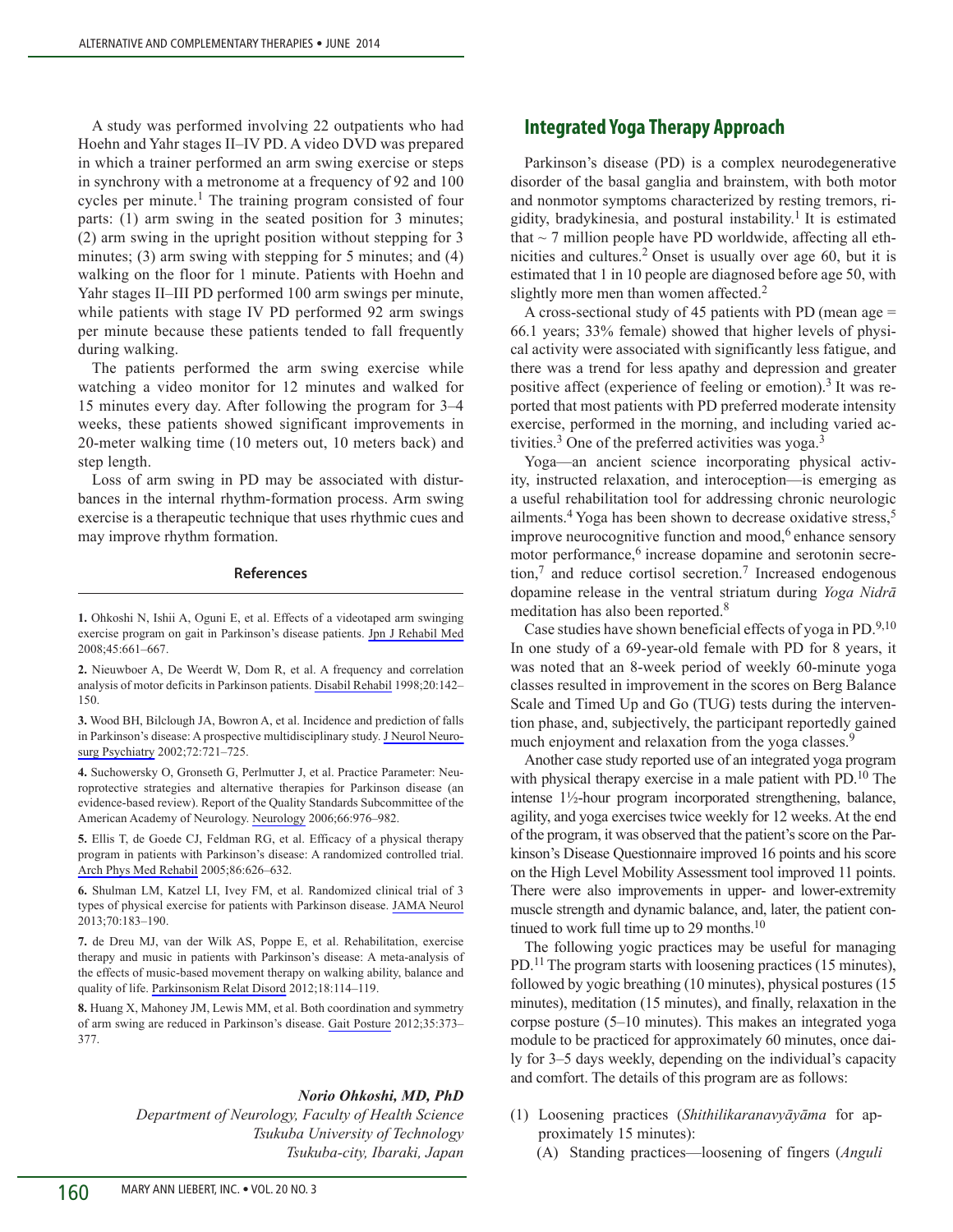A study was performed involving 22 outpatients who had Hoehn and Yahr stages II–IV PD. A video DVD was prepared in which a trainer performed an arm swing exercise or steps in synchrony with a metronome at a frequency of 92 and 100 cycles per minute.[1] The training program consisted of four parts: (1) arm swing in the seated position for 3 minutes; (2) arm swing in the upright position without stepping for 3 minutes; (3) arm swing with stepping for 5 minutes; and (4) walking on the floor for 1 minute. Patients with Hoehn and Yahr stages II–III PD performed 100 arm swings per minute, while patients with stage IV PD performed 92 arm swings per minute because these patients tended to fall frequently during walking.

The patients performed the arm swing exercise while watching a video monitor for 12 minutes and walked for 15 minutes every day. After following the program for 3–4 weeks, these patients showed significant improvements in 20-meter walking time (10 meters out, 10 meters back) and step length.

Loss of arm swing in PD may be associated with disturbances in the internal rhythm-formation process. Arm swing exercise is a therapeutic technique that uses rhythmic cues and may improve rhythm formation.

### References

**1.** Ohkoshi N, Ishii A, Oguni E, et al. Effects of a videotaped arm swinging exercise program on gait in Parkinson's disease patients. Jpn J Rehabil Med 2008;45:661–667.

**2.** Nieuwboer A, De Weerdt W, Dom R, et al. A frequency and correlation analysis of motor deficits in Parkinson patients. Disabil Rehabil 1998;20:142–150.

**3.** Wood BH, Bilclough JA, Bowron A, et al. Incidence and prediction of falls in Parkinson's disease: A prospective multidisciplinary study. J Neurol Neurosurg Psychiatry 2002;72:721–725.

**4.** Suchowersky O, Gronseth G, Perlmutter J, et al. Practice Parameter: Neuroprotective strategies and alternative therapies for Parkinson disease (an evidence-based review). Report of the Quality Standards Subcommittee of the American Academy of Neurology. Neurology 2006;66:976–982.

**5.** Ellis T, de Goede CJ, Feldman RG, et al. Efficacy of a physical therapy program in patients with Parkinson's disease: A randomized controlled trial. Arch Phys Med Rehabil 2005;86:626–632.

**6.** Shulman LM, Katzel LI, Ivey FM, et al. Randomized clinical trial of 3 types of physical exercise for patients with Parkinson disease. JAMA Neurol 2013;70:183–190.

**7.** de Dreu MJ, van der Wilk AS, Poppe E, et al. Rehabilitation, exercise therapy and music in patients with Parkinson's disease: A meta-analysis of the effects of music-based movement therapy on walking ability, balance and quality of life. Parkinsonism Relat Disord 2012;18:114–119.

**8.** Huang X, Mahoney JM, Lewis MM, et al. Both coordination and symmetry of arm swing are reduced in Parkinson's disease. Gait Posture 2012;35:373–377.

***Norio Ohkoshi, MD, PhD***
*Department of Neurology, Faculty of Health Science*
*Tsukuba University of Technology*
*Tsukuba-city, Ibaraki, Japan*

## Integrated Yoga Therapy Approach

Parkinson's disease (PD) is a complex neurodegenerative disorder of the basal ganglia and brainstem, with both motor and nonmotor symptoms characterized by resting tremors, rigidity, bradykinesia, and postural instability.[1] It is estimated that ~ 7 million people have PD worldwide, affecting all ethnicities and cultures.[2] Onset is usually over age 60, but it is estimated that 1 in 10 people are diagnosed before age 50, with slightly more men than women affected.[2]

A cross-sectional study of 45 patients with PD (mean age = 66.1 years; 33% female) showed that higher levels of physical activity were associated with significantly less fatigue, and there was a trend for less apathy and depression and greater positive affect (experience of feeling or emotion).[3] It was reported that most patients with PD preferred moderate intensity exercise, performed in the morning, and including varied activities.[3] One of the preferred activities was yoga.[3]

Yoga—an ancient science incorporating physical activity, instructed relaxation, and interoception—is emerging as a useful rehabilitation tool for addressing chronic neurologic ailments.[4] Yoga has been shown to decrease oxidative stress,[5] improve neurocognitive function and mood,[6] enhance sensory motor performance,[6] increase dopamine and serotonin secretion,[7] and reduce cortisol secretion.[7] Increased endogenous dopamine release in the ventral striatum during *Yoga Nidrā* meditation has also been reported.[8]

Case studies have shown beneficial effects of yoga in PD.[9,10] In one study of a 69-year-old female with PD for 8 years, it was noted that an 8-week period of weekly 60-minute yoga classes resulted in improvement in the scores on Berg Balance Scale and Timed Up and Go (TUG) tests during the intervention phase, and, subjectively, the participant reportedly gained much enjoyment and relaxation from the yoga classes.[9]

Another case study reported use of an integrated yoga program with physical therapy exercise in a male patient with PD.[10] The intense 1½-hour program incorporated strengthening, balance, agility, and yoga exercises twice weekly for 12 weeks. At the end of the program, it was observed that the patient's score on the Parkinson's Disease Questionnaire improved 16 points and his score on the High Level Mobility Assessment tool improved 11 points. There were also improvements in upper- and lower-extremity muscle strength and dynamic balance, and, later, the patient continued to work full time up to 29 months.[10]

The following yogic practices may be useful for managing PD.[11] The program starts with loosening practices (15 minutes), followed by yogic breathing (10 minutes), physical postures (15 minutes), meditation (15 minutes), and finally, relaxation in the corpse posture (5–10 minutes). This makes an integrated yoga module to be practiced for approximately 60 minutes, once daily for 3–5 days weekly, depending on the individual's capacity and comfort. The details of this program are as follows:

(1) Loosening practices (*Shithilikaranavyāyāma* for approximately 15 minutes):
  (A) Standing practices—loosening of fingers (*Anguli*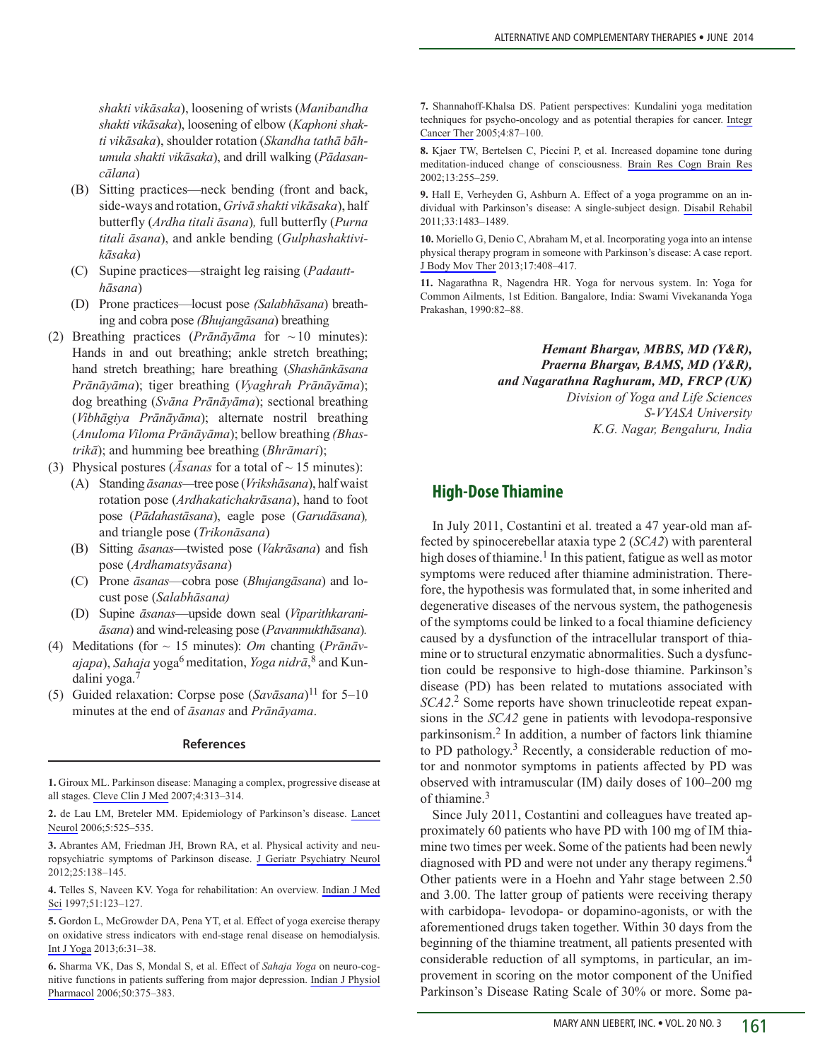*shakti vikāsaka*), loosening of wrists (*Manibandha shakti vikāsaka*), loosening of elbow (*Kaphoni shakti vikāsaka*), shoulder rotation (*Skandha tathā bāhumula shakti vikāsaka*), and drill walking (*Pādasancālana*)

   (B) Sitting practices—neck bending (front and back, side-ways and rotation, *Grivā shakti vikāsaka*), half butterfly (*Ardha titali āsana*), full butterfly (*Purna titali āsana*), and ankle bending (*Gulphashaktivikāsaka*)

   (C) Supine practices—straight leg raising (*Padautthāsana*)

   (D) Prone practices—locust pose *(Salabhāsana*) breathing and cobra pose *(Bhujangāsana*) breathing

(2) Breathing practices (*Prānāyāma* for ~10 minutes): Hands in and out breathing; ankle stretch breathing; hand stretch breathing; hare breathing (*Shashānkāsana Prānāyāma*); tiger breathing (*Vyaghrah Prānāyāma*); dog breathing (*Svāna Prānāyāma*); sectional breathing (*Vibhāgiya Prānāyāma*); alternate nostril breathing (*Anuloma Viloma Prānāyāma*); bellow breathing *(Bhastrikā*); and humming bee breathing (*Bhrāmari*);

(3) Physical postures (*Āsanas* for a total of ~ 15 minutes):

   (A) Standing *āsanas*—tree pose (*Vrikshāsana*), half waist rotation pose (*Ardhakatichakrāsana*), hand to foot pose (*Pādahastāsana*), eagle pose (*Garudāsana*), and triangle pose (*Trikonāsana*)

   (B) Sitting *āsanas*—twisted pose (*Vakrāsana*) and fish pose (*Ardhamatsyāsana*)

   (C) Prone *āsanas*—cobra pose (*Bhujangāsana*) and locust pose (*Salabhāsana)*

   (D) Supine *āsanas*—upside down seal (*Viparithkaraniāsana*) and wind-releasing pose (*Pavanmukthāsana*).

(4) Meditations (for ~ 15 minutes): *Om* chanting (*Prānāvajapa*), *Sahaja* yoga[6] meditation, *Yoga nidrā*,[8] and Kundalini yoga.[7]

(5) Guided relaxation: Corpse pose (*Savāsana*)[11] for 5–10 minutes at the end of *āsanas* and *Prānāyama*.

### References

**1.** Giroux ML. Parkinson disease: Managing a complex, progressive disease at all stages. Cleve Clin J Med 2007;4:313–314.

**2.** de Lau LM, Breteler MM. Epidemiology of Parkinson's disease. Lancet Neurol 2006;5:525–535.

**3.** Abrantes AM, Friedman JH, Brown RA, et al. Physical activity and neuropsychiatric symptoms of Parkinson disease. J Geriatr Psychiatry Neurol 2012;25:138–145.

**4.** Telles S, Naveen KV. Yoga for rehabilitation: An overview. Indian J Med Sci 1997;51:123–127.

**5.** Gordon L, McGrowder DA, Pena YT, et al. Effect of yoga exercise therapy on oxidative stress indicators with end-stage renal disease on hemodialysis. Int J Yoga 2013;6:31–38.

**6.** Sharma VK, Das S, Mondal S, et al. Effect of *Sahaja Yoga* on neuro-cognitive functions in patients suffering from major depression. Indian J Physiol Pharmacol 2006;50:375–383.

**7.** Shannahoff-Khalsa DS. Patient perspectives: Kundalini yoga meditation techniques for psycho-oncology and as potential therapies for cancer. Integr Cancer Ther 2005;4:87–100.

**8.** Kjaer TW, Bertelsen C, Piccini P, et al. Increased dopamine tone during meditation-induced change of consciousness. Brain Res Cogn Brain Res 2002;13:255–259.

**9.** Hall E, Verheyden G, Ashburn A. Effect of a yoga programme on an individual with Parkinson's disease: A single-subject design. Disabil Rehabil 2011;33:1483–1489.

**10.** Moriello G, Denio C, Abraham M, et al. Incorporating yoga into an intense physical therapy program in someone with Parkinson's disease: A case report. J Body Mov Ther 2013;17:408–417.

**11.** Nagarathna R, Nagendra HR. Yoga for nervous system. In: Yoga for Common Ailments, 1st Edition. Bangalore, India: Swami Vivekananda Yoga Prakashan, 1990:82–88.

***Hemant Bhargav, MBBS, MD (Y&R),***
***Praerna Bhargav, BAMS, MD (Y&R),***
***and Nagarathna Raghuram, MD, FRCP (UK)***
*Division of Yoga and Life Sciences*
*S-VYASA University*
*K.G. Nagar, Bengaluru, India*

## High-Dose Thiamine

In July 2011, Costantini et al. treated a 47 year-old man affected by spinocerebellar ataxia type 2 (*SCA2*) with parenteral high doses of thiamine.[1] In this patient, fatigue as well as motor symptoms were reduced after thiamine administration. Therefore, the hypothesis was formulated that, in some inherited and degenerative diseases of the nervous system, the pathogenesis of the symptoms could be linked to a focal thiamine deficiency caused by a dysfunction of the intracellular transport of thiamine or to structural enzymatic abnormalities. Such a dysfunction could be responsive to high-dose thiamine. Parkinson's disease (PD) has been related to mutations associated with *SCA2*.[2] Some reports have shown trinucleotide repeat expansions in the *SCA2* gene in patients with levodopa-responsive parkinsonism.[2] In addition, a number of factors link thiamine to PD pathology.[3] Recently, a considerable reduction of motor and nonmotor symptoms in patients affected by PD was observed with intramuscular (IM) daily doses of 100–200 mg of thiamine.[3]

Since July 2011, Costantini and colleagues have treated approximately 60 patients who have PD with 100 mg of IM thiamine two times per week. Some of the patients had been newly diagnosed with PD and were not under any therapy regimens.[4] Other patients were in a Hoehn and Yahr stage between 2.50 and 3.00. The latter group of patients were receiving therapy with carbidopa- levodopa- or dopamino-agonists, or with the aforementioned drugs taken together. Within 30 days from the beginning of the thiamine treatment, all patients presented with considerable reduction of all symptoms, in particular, an improvement in scoring on the motor component of the Unified Parkinson's Disease Rating Scale of 30% or more. Some pa-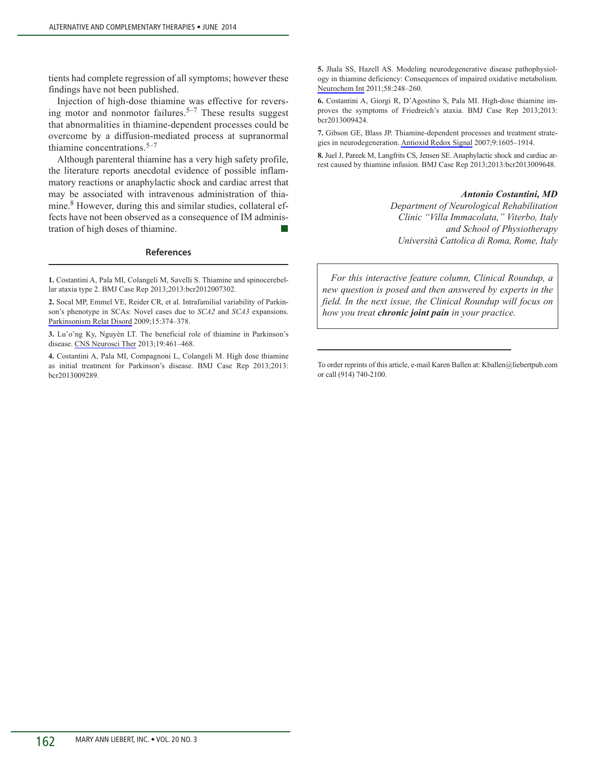tients had complete regression of all symptoms; however these findings have not been published.

Injection of high-dose thiamine was effective for reversing motor and nonmotor failures.[5–7] These results suggest that abnormalities in thiamine-dependent processes could be overcome by a diffusion-mediated process at supranormal thiamine concentrations.[5–7]

Although parenteral thiamine has a very high safety profile, the literature reports anecdotal evidence of possible inflammatory reactions or anaphylactic shock and cardiac arrest that may be associated with intravenous administration of thiamine.[8] However, during this and similar studies, collateral effects have not been observed as a consequence of IM administration of high doses of thiamine. ■

## References

**1.** Costantini A, Pala MI, Colangeli M, Savelli S. Thiamine and spinocerebellar ataxia type 2. BMJ Case Rep 2013;2013:bcr2012007302.

**2.** Socal MP, Emmel VE, Reider CR, et al. Intrafamilial variability of Parkinson's phenotype in SCAs: Novel cases due to *SCA2* and *SCA3* expansions. Parkinsonism Relat Disord 2009;15:374–378.

**3.** Lu'o'ng Ky, Nguyèn LT. The beneficial role of thiamine in Parkinson's disease. CNS Neurosci Ther 2013;19:461–468.

**4.** Costantini A, Pala MI, Compagnoni L, Colangeli M. High dose thiamine as initial treatment for Parkinson's disease. BMJ Case Rep 2013;2013: bcr2013009289.

**5.** Jhala SS, Hazell AS. Modeling neurodegenerative disease pathophysiology in thiamine deficiency: Consequences of impaired oxidative metabolism. Neurochem Int 2011;58:248–260.

**6.** Costantini A, Giorgi R, D'Agostino S, Pala MI. High-dose thiamine improves the symptoms of Friedreich's ataxia. BMJ Case Rep 2013;2013: bcr2013009424.

**7.** Gibson GE, Blass JP. Thiamine-dependent processes and treatment strategies in neurodegeneration. Antioxid Redox Signal 2007;9:1605–1914.

**8.** Juel J, Pareek M, Langfrits CS, Jensen SE. Anaphylactic shock and cardiac arrest caused by thiamine infusion. BMJ Case Rep 2013;2013:bcr2013009648.

***Antonio Costantini, MD***
*Department of Neurological Rehabilitation*
*Clinic "Villa Immacolata," Viterbo, Italy*
*and School of Physiotherapy*
*Università Cattolica di Roma, Rome, Italy*

*For this interactive feature column, Clinical Roundup, a new question is posed and then answered by experts in the field. In the next issue, the Clinical Roundup will focus on how you treat* ***chronic joint pain*** *in your practice.*

To order reprints of this article, e-mail Karen Ballen at: Kballen@liebertpub.com or call (914) 740-2100.